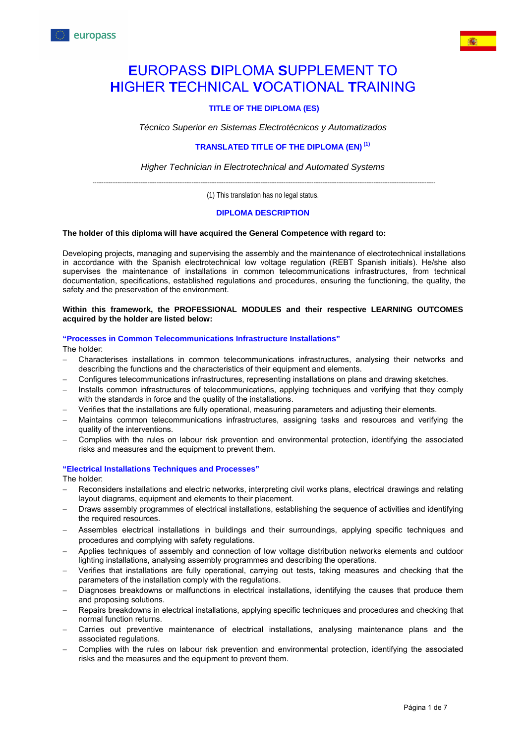europass

# EUROPASS DIPLOMA SUPPLEMENT TO HIGHER TECHNICAL VOCATIONAL TRAINING

**TITLE OF THE DIPLOMA (ES)**

*Técnico Superior en Sistemas Electrotécnicos y Automatizados*

**TRANSLATED TITLE OF THE DIPLOMA (EN)** [(1)]

*Higher Technician in Electrotechnical and Automated Systems*

---

(1) This translation has no legal status.

**DIPLOMA DESCRIPTION**

**The holder of this diploma will have acquired the General Competence with regard to:**

Developing projects, managing and supervising the assembly and the maintenance of electrotechnical installations in accordance with the Spanish electrotechnical low voltage regulation (REBT Spanish initials). He/she also supervises the maintenance of installations in common telecommunications infrastructures, from technical documentation, specifications, established regulations and procedures, ensuring the functioning, the quality, the safety and the preservation of the environment.

**Within this framework, the PROFESSIONAL MODULES and their respective LEARNING OUTCOMES acquired by the holder are listed below:**

**"Processes in Common Telecommunications Infrastructure Installations"**

The holder:

- Characterises installations in common telecommunications infrastructures, analysing their networks and describing the functions and the characteristics of their equipment and elements.
- Configures telecommunications infrastructures, representing installations on plans and drawing sketches.
- Installs common infrastructures of telecommunications, applying techniques and verifying that they comply with the standards in force and the quality of the installations.
- Verifies that the installations are fully operational, measuring parameters and adjusting their elements.
- Maintains common telecommunications infrastructures, assigning tasks and resources and verifying the quality of the interventions.
- Complies with the rules on labour risk prevention and environmental protection, identifying the associated risks and measures and the equipment to prevent them.

**"Electrical Installations Techniques and Processes"**

The holder:

- Reconsiders installations and electric networks, interpreting civil works plans, electrical drawings and relating layout diagrams, equipment and elements to their placement.
- Draws assembly programmes of electrical installations, establishing the sequence of activities and identifying the required resources.
- Assembles electrical installations in buildings and their surroundings, applying specific techniques and procedures and complying with safety regulations.
- Applies techniques of assembly and connection of low voltage distribution networks elements and outdoor lighting installations, analysing assembly programmes and describing the operations.
- Verifies that installations are fully operational, carrying out tests, taking measures and checking that the parameters of the installation comply with the regulations.
- Diagnoses breakdowns or malfunctions in electrical installations, identifying the causes that produce them and proposing solutions.
- Repairs breakdowns in electrical installations, applying specific techniques and procedures and checking that normal function returns.
- Carries out preventive maintenance of electrical installations, analysing maintenance plans and the associated regulations.
- Complies with the rules on labour risk prevention and environmental protection, identifying the associated risks and the measures and the equipment to prevent them.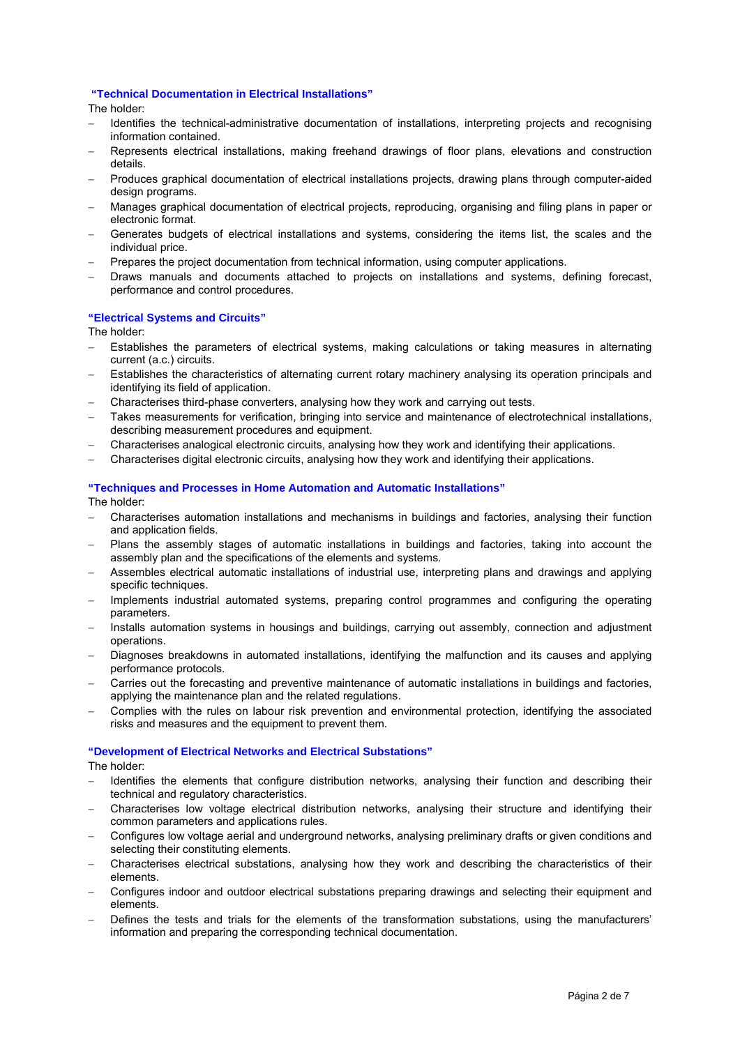**"Technical Documentation in Electrical Installations"**

The holder:

- Identifies the technical-administrative documentation of installations, interpreting projects and recognising information contained.
- Represents electrical installations, making freehand drawings of floor plans, elevations and construction details.
- Produces graphical documentation of electrical installations projects, drawing plans through computer-aided design programs.
- Manages graphical documentation of electrical projects, reproducing, organising and filing plans in paper or electronic format.
- Generates budgets of electrical installations and systems, considering the items list, the scales and the individual price.
- Prepares the project documentation from technical information, using computer applications.
- Draws manuals and documents attached to projects on installations and systems, defining forecast, performance and control procedures.

**"Electrical Systems and Circuits"**

The holder:

- Establishes the parameters of electrical systems, making calculations or taking measures in alternating current (a.c.) circuits.
- Establishes the characteristics of alternating current rotary machinery analysing its operation principals and identifying its field of application.
- Characterises third-phase converters, analysing how they work and carrying out tests.
- Takes measurements for verification, bringing into service and maintenance of electrotechnical installations, describing measurement procedures and equipment.
- Characterises analogical electronic circuits, analysing how they work and identifying their applications.
- Characterises digital electronic circuits, analysing how they work and identifying their applications.

**"Techniques and Processes in Home Automation and Automatic Installations"**

The holder:

- Characterises automation installations and mechanisms in buildings and factories, analysing their function and application fields.
- Plans the assembly stages of automatic installations in buildings and factories, taking into account the assembly plan and the specifications of the elements and systems.
- Assembles electrical automatic installations of industrial use, interpreting plans and drawings and applying specific techniques.
- Implements industrial automated systems, preparing control programmes and configuring the operating parameters.
- Installs automation systems in housings and buildings, carrying out assembly, connection and adjustment operations.
- Diagnoses breakdowns in automated installations, identifying the malfunction and its causes and applying performance protocols.
- Carries out the forecasting and preventive maintenance of automatic installations in buildings and factories, applying the maintenance plan and the related regulations.
- Complies with the rules on labour risk prevention and environmental protection, identifying the associated risks and measures and the equipment to prevent them.

**"Development of Electrical Networks and Electrical Substations"**

The holder:

- Identifies the elements that configure distribution networks, analysing their function and describing their technical and regulatory characteristics.
- Characterises low voltage electrical distribution networks, analysing their structure and identifying their common parameters and applications rules.
- Configures low voltage aerial and underground networks, analysing preliminary drafts or given conditions and selecting their constituting elements.
- Characterises electrical substations, analysing how they work and describing the characteristics of their elements.
- Configures indoor and outdoor electrical substations preparing drawings and selecting their equipment and elements.
- Defines the tests and trials for the elements of the transformation substations, using the manufacturers' information and preparing the corresponding technical documentation.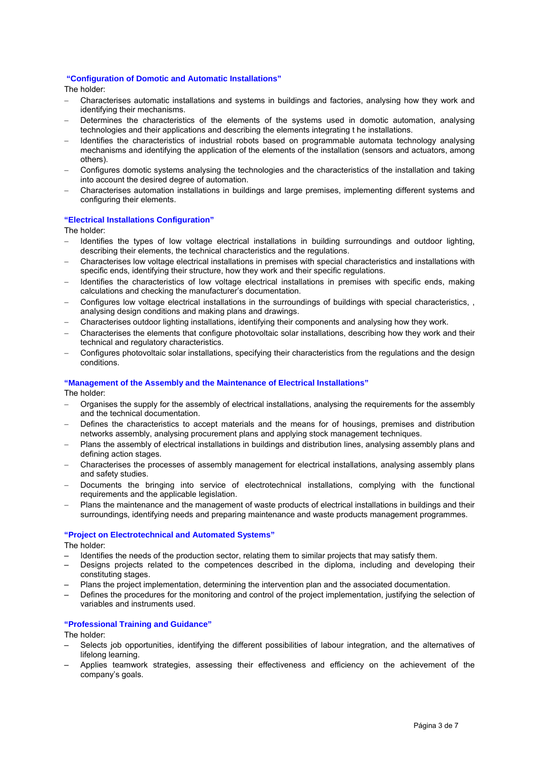### "Configuration of Domotic and Automatic Installations"

The holder:

- Characterises automatic installations and systems in buildings and factories, analysing how they work and identifying their mechanisms.
- Determines the characteristics of the elements of the systems used in domotic automation, analysing technologies and their applications and describing the elements integrating t he installations.
- Identifies the characteristics of industrial robots based on programmable automata technology analysing mechanisms and identifying the application of the elements of the installation (sensors and actuators, among others).
- Configures domotic systems analysing the technologies and the characteristics of the installation and taking into account the desired degree of automation.
- Characterises automation installations in buildings and large premises, implementing different systems and configuring their elements.

### "Electrical Installations Configuration"

The holder:

- Identifies the types of low voltage electrical installations in building surroundings and outdoor lighting, describing their elements, the technical characteristics and the regulations.
- Characterises low voltage electrical installations in premises with special characteristics and installations with specific ends, identifying their structure, how they work and their specific regulations.
- Identifies the characteristics of low voltage electrical installations in premises with specific ends, making calculations and checking the manufacturer's documentation.
- Configures low voltage electrical installations in the surroundings of buildings with special characteristics, , analysing design conditions and making plans and drawings.
- Characterises outdoor lighting installations, identifying their components and analysing how they work.
- Characterises the elements that configure photovoltaic solar installations, describing how they work and their technical and regulatory characteristics.
- Configures photovoltaic solar installations, specifying their characteristics from the regulations and the design conditions.

### "Management of the Assembly and the Maintenance of Electrical Installations"

The holder:

- Organises the supply for the assembly of electrical installations, analysing the requirements for the assembly and the technical documentation.
- Defines the characteristics to accept materials and the means for of housings, premises and distribution networks assembly, analysing procurement plans and applying stock management techniques.
- Plans the assembly of electrical installations in buildings and distribution lines, analysing assembly plans and defining action stages.
- Characterises the processes of assembly management for electrical installations, analysing assembly plans and safety studies.
- Documents the bringing into service of electrotechnical installations, complying with the functional requirements and the applicable legislation.
- Plans the maintenance and the management of waste products of electrical installations in buildings and their surroundings, identifying needs and preparing maintenance and waste products management programmes.

### "Project on Electrotechnical and Automated Systems"

The holder:

- Identifies the needs of the production sector, relating them to similar projects that may satisfy them.
- Designs projects related to the competences described in the diploma, including and developing their constituting stages.
- Plans the project implementation, determining the intervention plan and the associated documentation.
- Defines the procedures for the monitoring and control of the project implementation, justifying the selection of variables and instruments used.

### "Professional Training and Guidance"

The holder:

- Selects job opportunities, identifying the different possibilities of labour integration, and the alternatives of lifelong learning.
- Applies teamwork strategies, assessing their effectiveness and efficiency on the achievement of the company's goals.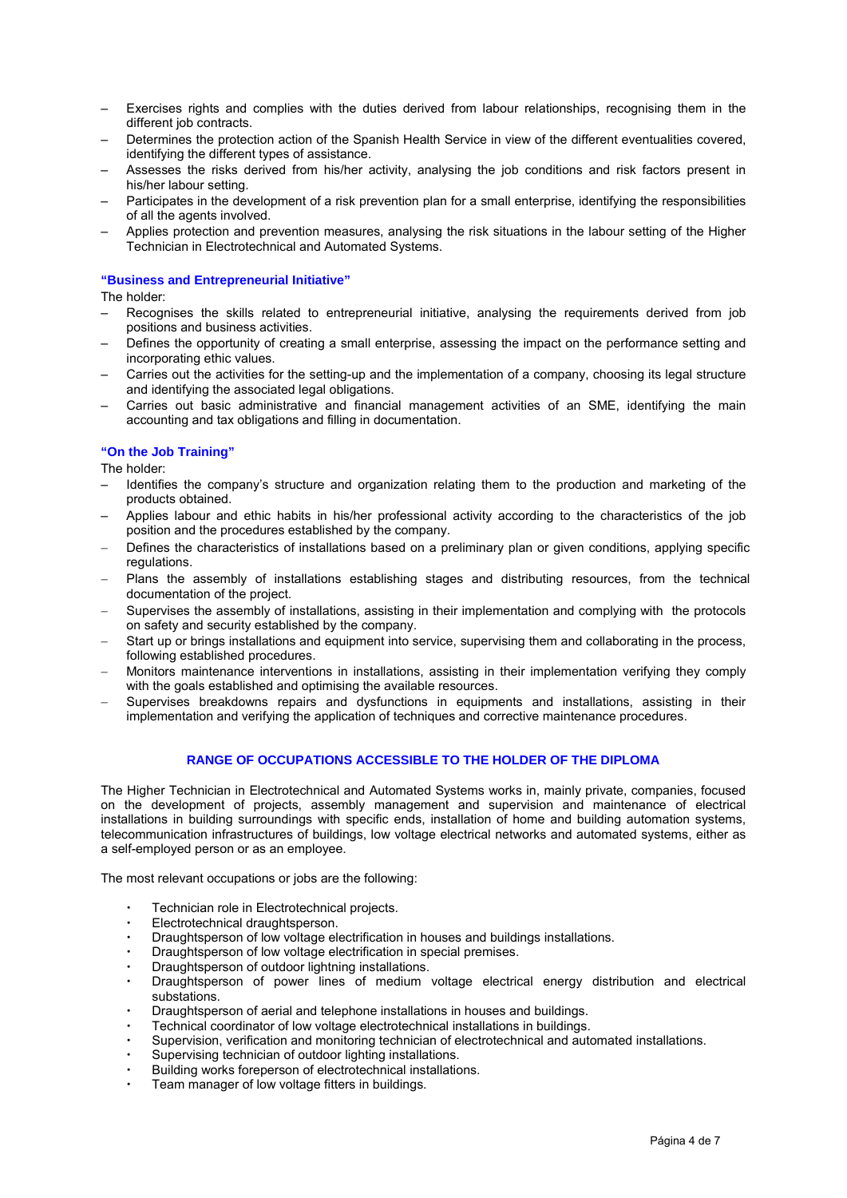- Exercises rights and complies with the duties derived from labour relationships, recognising them in the different job contracts.
- Determines the protection action of the Spanish Health Service in view of the different eventualities covered, identifying the different types of assistance.
- Assesses the risks derived from his/her activity, analysing the job conditions and risk factors present in his/her labour setting.
- Participates in the development of a risk prevention plan for a small enterprise, identifying the responsibilities of all the agents involved.
- Applies protection and prevention measures, analysing the risk situations in the labour setting of the Higher Technician in Electrotechnical and Automated Systems.

### "Business and Entrepreneurial Initiative"

The holder:

- Recognises the skills related to entrepreneurial initiative, analysing the requirements derived from job positions and business activities.
- Defines the opportunity of creating a small enterprise, assessing the impact on the performance setting and incorporating ethic values.
- Carries out the activities for the setting-up and the implementation of a company, choosing its legal structure and identifying the associated legal obligations.
- Carries out basic administrative and financial management activities of an SME, identifying the main accounting and tax obligations and filling in documentation.

### "On the Job Training"

The holder:

- Identifies the company's structure and organization relating them to the production and marketing of the products obtained.
- Applies labour and ethic habits in his/her professional activity according to the characteristics of the job position and the procedures established by the company.
- Defines the characteristics of installations based on a preliminary plan or given conditions, applying specific regulations.
- Plans the assembly of installations establishing stages and distributing resources, from the technical documentation of the project.
- Supervises the assembly of installations, assisting in their implementation and complying with the protocols on safety and security established by the company.
- Start up or brings installations and equipment into service, supervising them and collaborating in the process, following established procedures.
- Monitors maintenance interventions in installations, assisting in their implementation verifying they comply with the goals established and optimising the available resources.
- Supervises breakdowns repairs and dysfunctions in equipments and installations, assisting in their implementation and verifying the application of techniques and corrective maintenance procedures.

## RANGE OF OCCUPATIONS ACCESSIBLE TO THE HOLDER OF THE DIPLOMA

The Higher Technician in Electrotechnical and Automated Systems works in, mainly private, companies, focused on the development of projects, assembly management and supervision and maintenance of electrical installations in building surroundings with specific ends, installation of home and building automation systems, telecommunication infrastructures of buildings, low voltage electrical networks and automated systems, either as a self-employed person or as an employee.

The most relevant occupations or jobs are the following:

- Technician role in Electrotechnical projects.
- Electrotechnical draughtsperson.
- Draughtsperson of low voltage electrification in houses and buildings installations.
- Draughtsperson of low voltage electrification in special premises.
- Draughtsperson of outdoor lightning installations.
- Draughtsperson of power lines of medium voltage electrical energy distribution and electrical substations.
- Draughtsperson of aerial and telephone installations in houses and buildings.
- Technical coordinator of low voltage electrotechnical installations in buildings.
- Supervision, verification and monitoring technician of electrotechnical and automated installations.
- Supervising technician of outdoor lighting installations.
- Building works foreperson of electrotechnical installations.
- Team manager of low voltage fitters in buildings.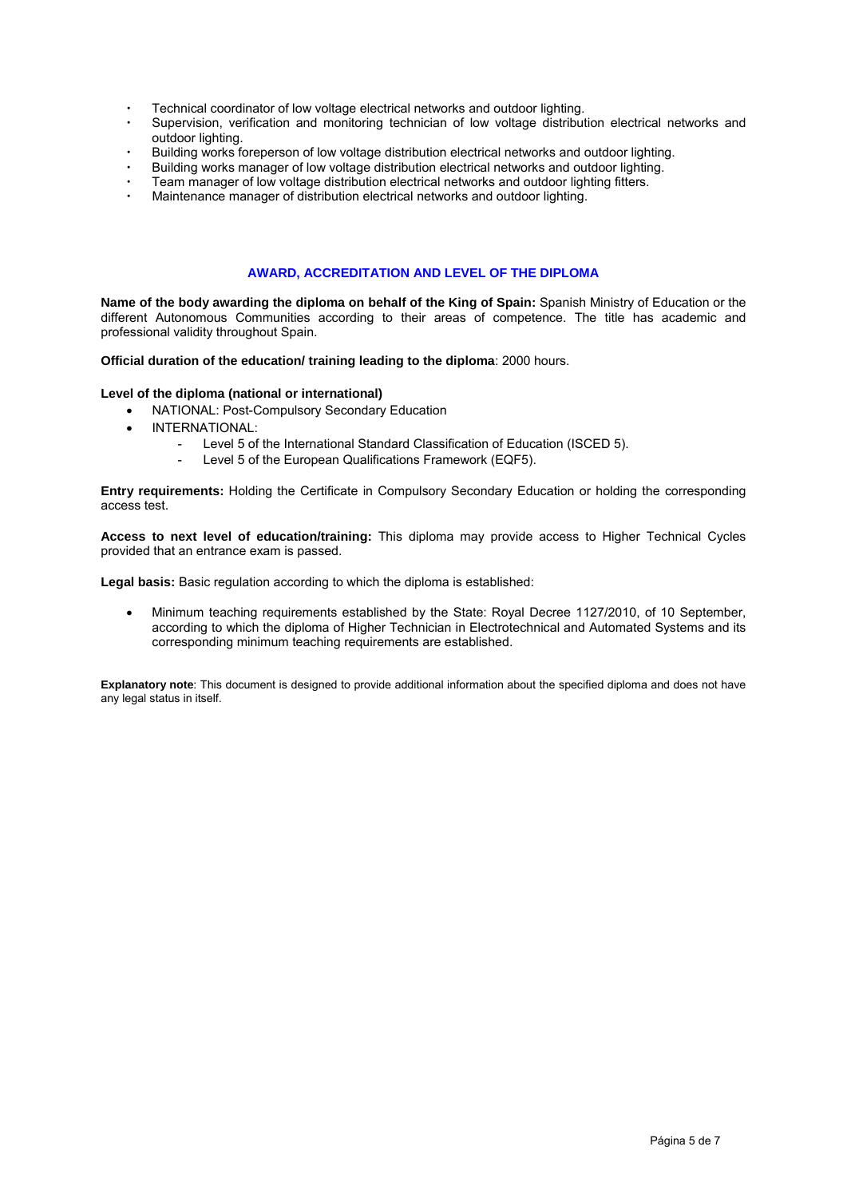- Technical coordinator of low voltage electrical networks and outdoor lighting.
- Supervision, verification and monitoring technician of low voltage distribution electrical networks and outdoor lighting.
- Building works foreperson of low voltage distribution electrical networks and outdoor lighting.
- Building works manager of low voltage distribution electrical networks and outdoor lighting.
- Team manager of low voltage distribution electrical networks and outdoor lighting fitters.
- Maintenance manager of distribution electrical networks and outdoor lighting.

## AWARD, ACCREDITATION AND LEVEL OF THE DIPLOMA

**Name of the body awarding the diploma on behalf of the King of Spain:** Spanish Ministry of Education or the different Autonomous Communities according to their areas of competence. The title has academic and professional validity throughout Spain.

**Official duration of the education/ training leading to the diploma**: 2000 hours.

**Level of the diploma (national or international)**

- NATIONAL: Post-Compulsory Secondary Education
- INTERNATIONAL:
  - Level 5 of the International Standard Classification of Education (ISCED 5).
  - Level 5 of the European Qualifications Framework (EQF5).

**Entry requirements:** Holding the Certificate in Compulsory Secondary Education or holding the corresponding access test.

**Access to next level of education/training:** This diploma may provide access to Higher Technical Cycles provided that an entrance exam is passed.

**Legal basis:** Basic regulation according to which the diploma is established:

- Minimum teaching requirements established by the State: Royal Decree 1127/2010, of 10 September, according to which the diploma of Higher Technician in Electrotechnical and Automated Systems and its corresponding minimum teaching requirements are established.

**Explanatory note**: This document is designed to provide additional information about the specified diploma and does not have any legal status in itself.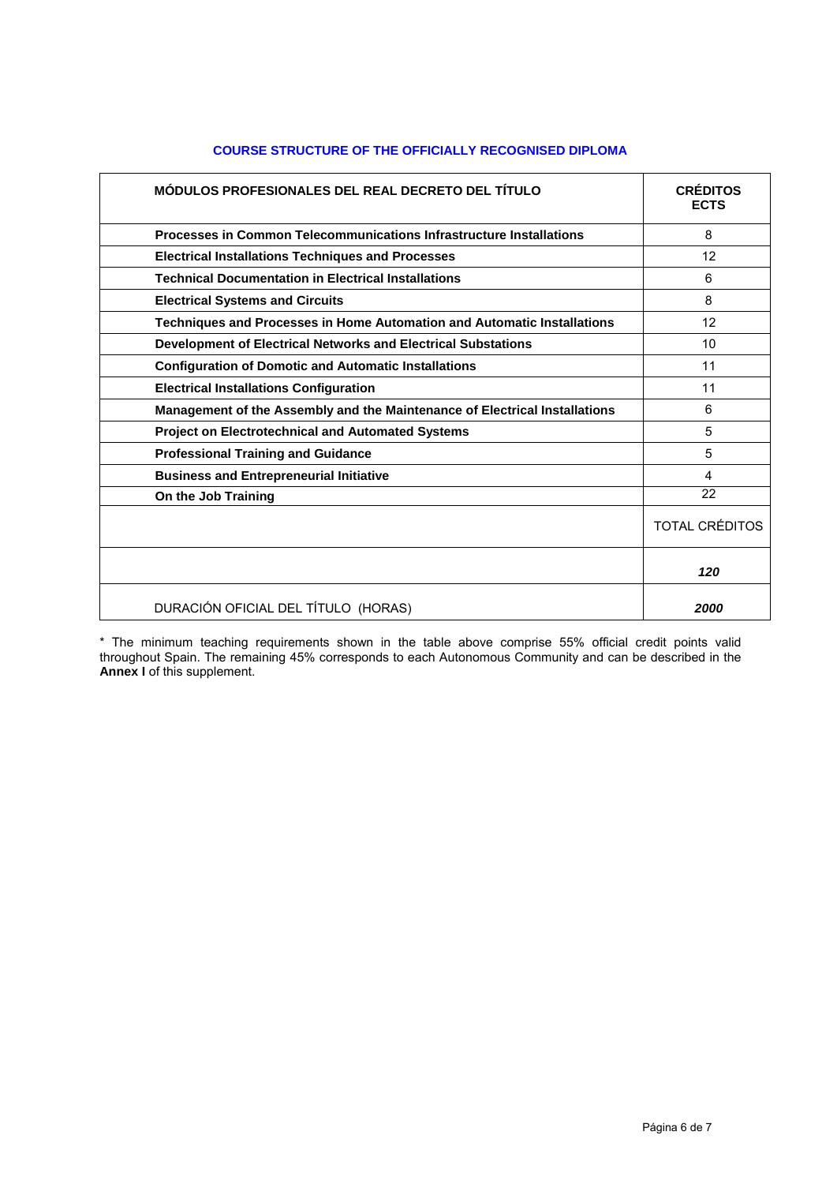## COURSE STRUCTURE OF THE OFFICIALLY RECOGNISED DIPLOMA

| MÓDULOS PROFESIONALES DEL REAL DECRETO DEL TÍTULO | CRÉDITOS ECTS |
|---|---|
| **Processes in Common Telecommunications Infrastructure Installations** | 8 |
| **Electrical Installations Techniques and Processes** | 12 |
| **Technical Documentation in Electrical Installations** | 6 |
| **Electrical Systems and Circuits** | 8 |
| **Techniques and Processes in Home Automation and Automatic Installations** | 12 |
| **Development of Electrical Networks and Electrical Substations** | 10 |
| **Configuration of Domotic and Automatic Installations** | 11 |
| **Electrical Installations Configuration** | 11 |
| **Management of the Assembly and the Maintenance of Electrical Installations** | 6 |
| **Project on Electrotechnical and Automated Systems** | 5 |
| **Professional Training and Guidance** | 5 |
| **Business and Entrepreneurial Initiative** | 4 |
| **On the Job Training** | 22 |
| | TOTAL CRÉDITOS |
| | ***120*** |
| DURACIÓN OFICIAL DEL TÍTULO (HORAS) | ***2000*** |

* The minimum teaching requirements shown in the table above comprise 55% official credit points valid throughout Spain. The remaining 45% corresponds to each Autonomous Community and can be described in the **Annex I** of this supplement.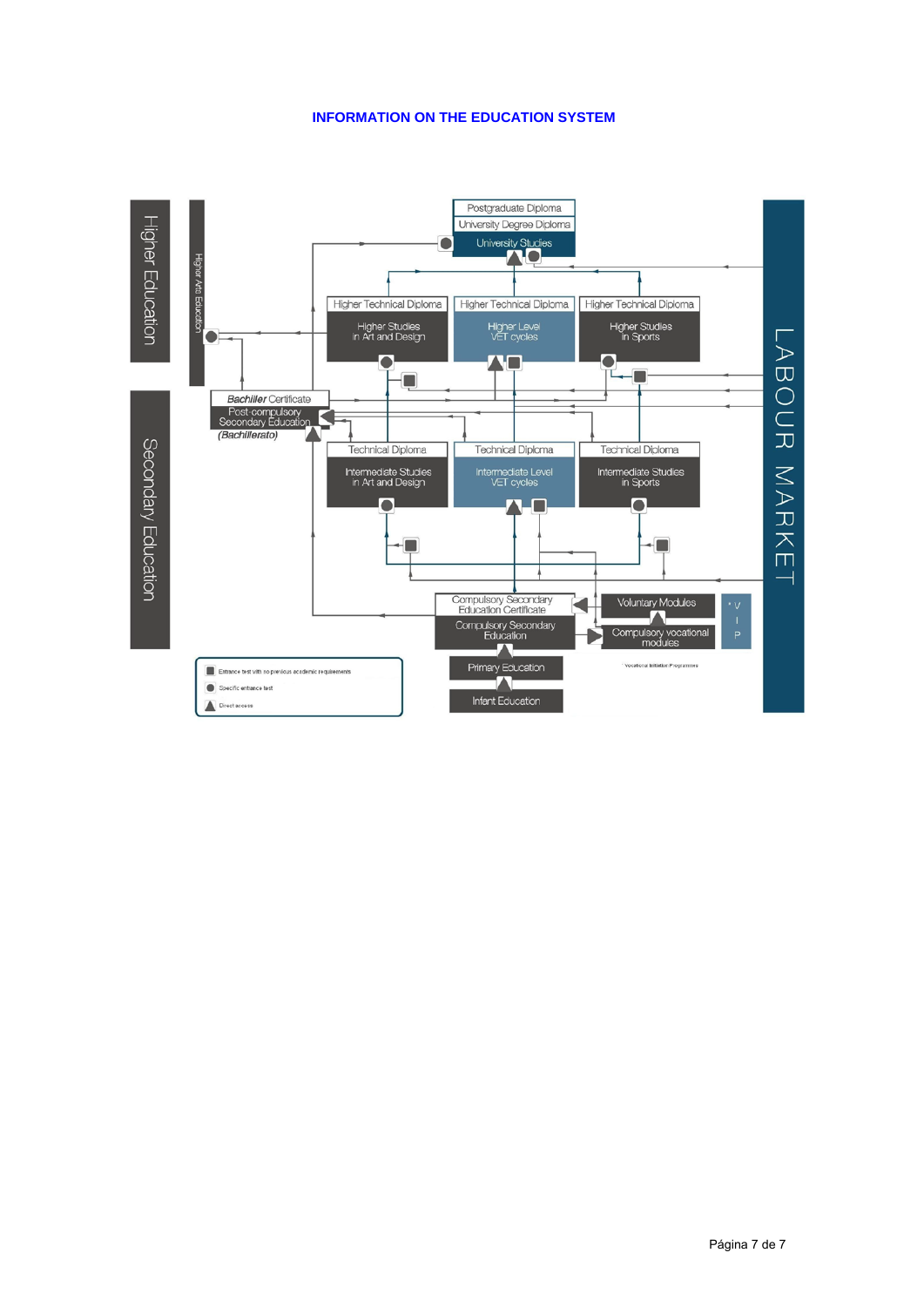## INFORMATION ON THE EDUCATION SYSTEM

Higher Education

Secondary Education

Higher Arts Education

Postgraduate Diploma

University Degree Diploma

University Studies

Higher Technical Diploma

Higher Studies in Art and Design

Higher Technical Diploma

Higher Level VET cycles

Higher Technical Diploma

Higher Studies in Sports

*Bachiller* Certificate

Post-compulsory Secondary Education

*(Bachillerato)*

Technical Diploma

Intermediate Studies in Art and Design

Technical Diploma

Intermediate Level VET cycles

Technical Diploma

Intermediate Studies in Sports

Compulsory Secondary Education Certificate

Compulsory Secondary Education

Voluntary Modules

Compulsory vocational modules

* V I P

Vocational Initiation Programmes

Primary Education

Infant Education

LABOUR MARKET

Entrance test with no previous academic requirements

Specific entrance test

Direct access